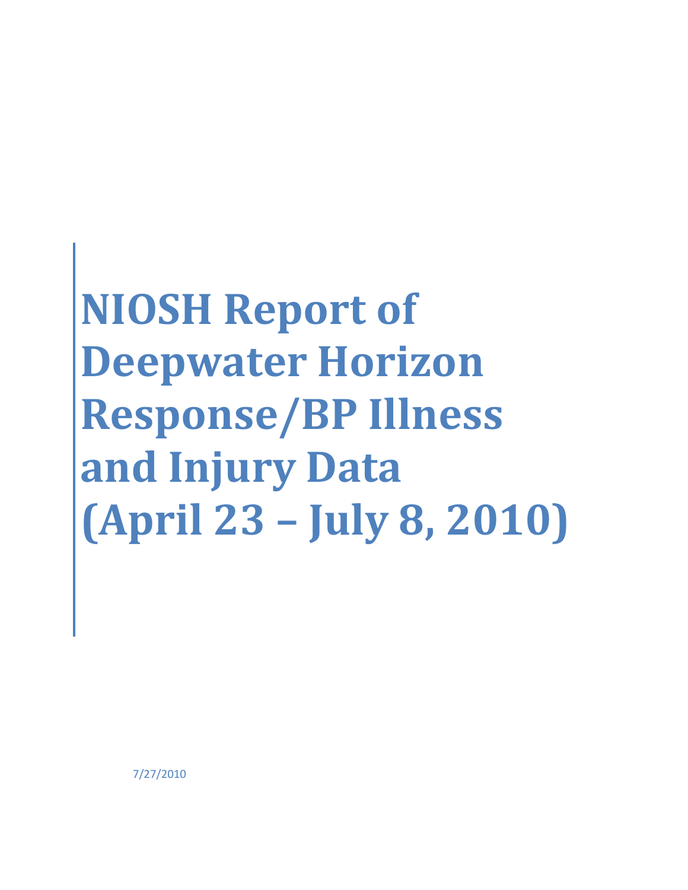# NIOSH Report of Deepwater Horizon Response/BP Illness and Injury Data (April 23 – July 8, 2010)

7/27/2010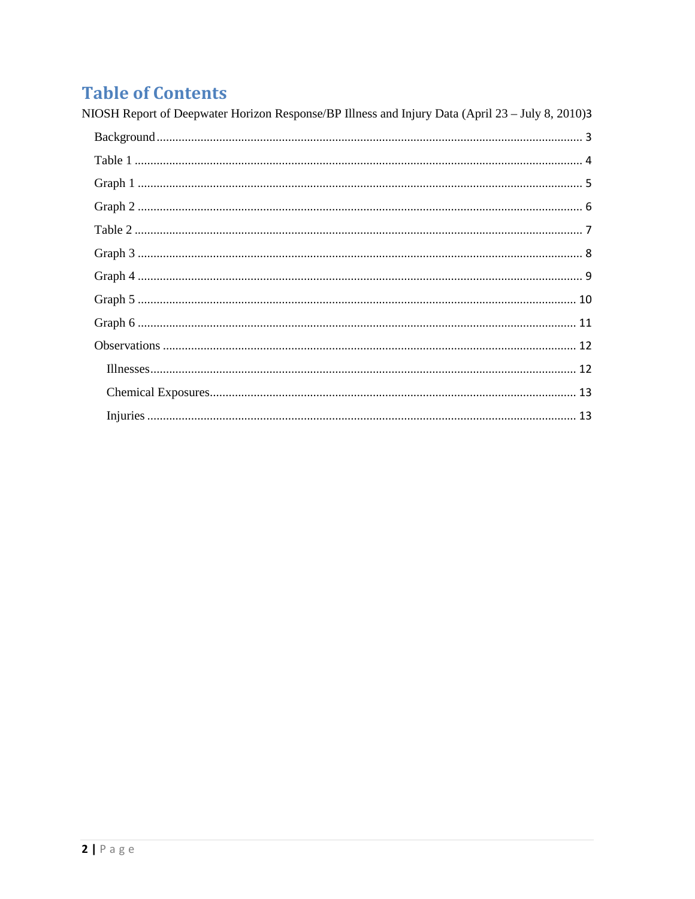# Table of Contents

NIOSH Report of Deepwater Horizon Response/BP Illness and Injury Data (April 23 – July 8, 2010) ... 3

- Background ... 3
- Table 1 ... 4
- Graph 1 ... 5
- Graph 2 ... 6
- Table 2 ... 7
- Graph 3 ... 8
- Graph 4 ... 9
- Graph 5 ... 10
- Graph 6 ... 11
- Observations ... 12
  - Illnesses ... 12
  - Chemical Exposures ... 13
  - Injuries ... 13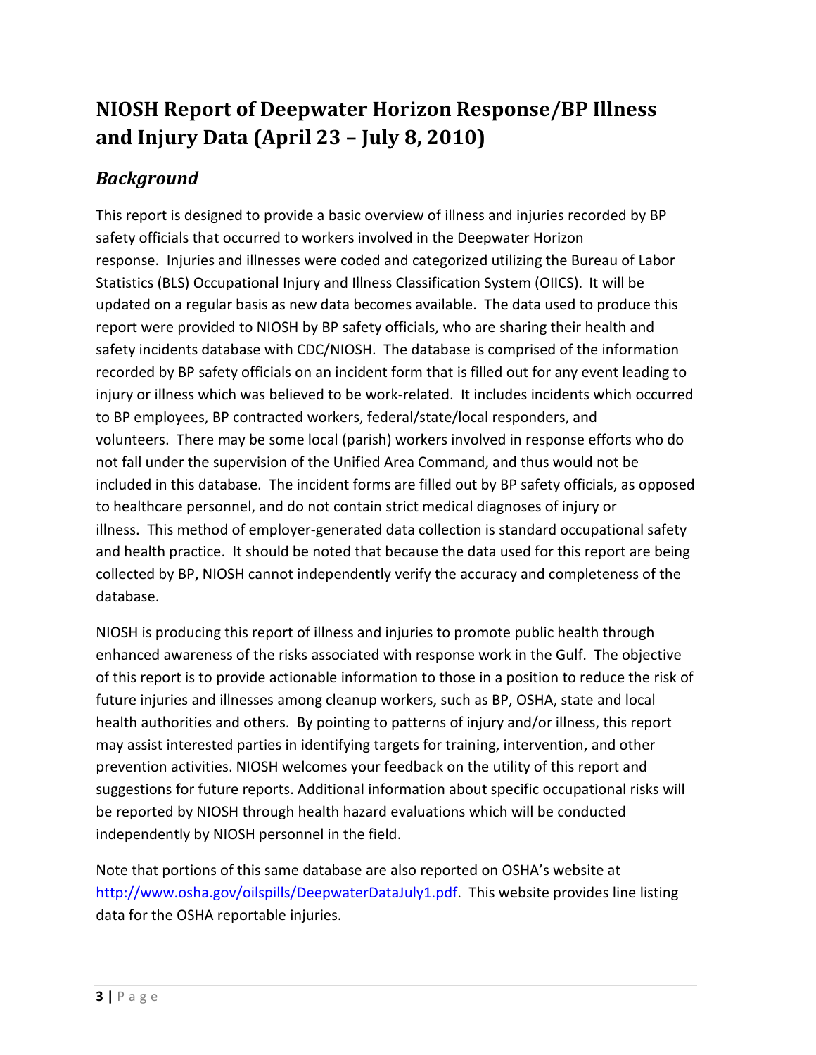# NIOSH Report of Deepwater Horizon Response/BP Illness and Injury Data (April 23 – July 8, 2010)

## *Background*

This report is designed to provide a basic overview of illness and injuries recorded by BP safety officials that occurred to workers involved in the Deepwater Horizon response. Injuries and illnesses were coded and categorized utilizing the Bureau of Labor Statistics (BLS) Occupational Injury and Illness Classification System (OIICS). It will be updated on a regular basis as new data becomes available. The data used to produce this report were provided to NIOSH by BP safety officials, who are sharing their health and safety incidents database with CDC/NIOSH. The database is comprised of the information recorded by BP safety officials on an incident form that is filled out for any event leading to injury or illness which was believed to be work-related. It includes incidents which occurred to BP employees, BP contracted workers, federal/state/local responders, and volunteers. There may be some local (parish) workers involved in response efforts who do not fall under the supervision of the Unified Area Command, and thus would not be included in this database. The incident forms are filled out by BP safety officials, as opposed to healthcare personnel, and do not contain strict medical diagnoses of injury or illness. This method of employer-generated data collection is standard occupational safety and health practice. It should be noted that because the data used for this report are being collected by BP, NIOSH cannot independently verify the accuracy and completeness of the database.

NIOSH is producing this report of illness and injuries to promote public health through enhanced awareness of the risks associated with response work in the Gulf. The objective of this report is to provide actionable information to those in a position to reduce the risk of future injuries and illnesses among cleanup workers, such as BP, OSHA, state and local health authorities and others. By pointing to patterns of injury and/or illness, this report may assist interested parties in identifying targets for training, intervention, and other prevention activities. NIOSH welcomes your feedback on the utility of this report and suggestions for future reports. Additional information about specific occupational risks will be reported by NIOSH through health hazard evaluations which will be conducted independently by NIOSH personnel in the field.

Note that portions of this same database are also reported on OSHA's website at [http://www.osha.gov/oilspills/DeepwaterDataJuly1.pdf](http://www.osha.gov/oilspills/DeepwaterDataJuly1.pdf). This website provides line listing data for the OSHA reportable injuries.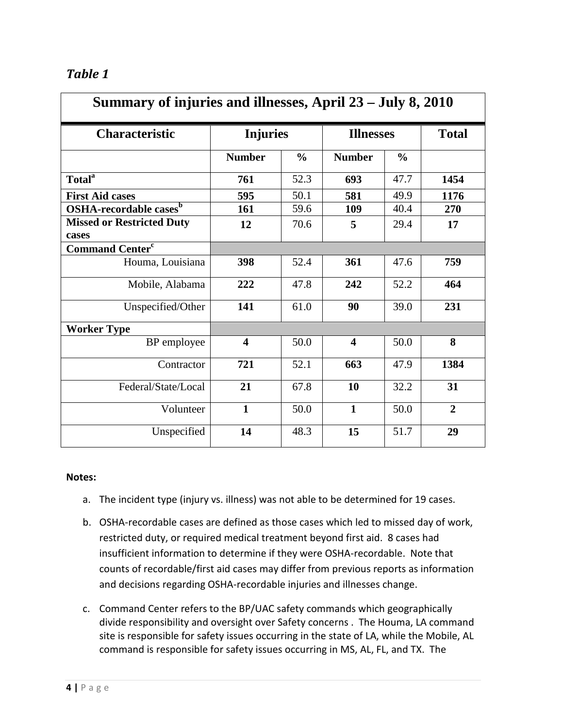*Table 1*

| Summary of injuries and illnesses, April 23 – July 8, 2010 | | | | | |
|---|---|---|---|---|---|
| **Characteristic** | **Injuries** | | **Illnesses** | | **Total** |
| | **Number** | **%** | **Number** | **%** | |
| **Total**[a] | **761** | 52.3 | **693** | 47.7 | **1454** |
| **First Aid cases** | **595** | 50.1 | **581** | 49.9 | **1176** |
| **OSHA-recordable cases**[b] | **161** | 59.6 | **109** | 40.4 | **270** |
| **Missed or Restricted Duty cases** | **12** | 70.6 | **5** | 29.4 | **17** |
| **Command Center**[c] | | | | | |
| Houma, Louisiana | **398** | 52.4 | **361** | 47.6 | **759** |
| Mobile, Alabama | **222** | 47.8 | **242** | 52.2 | **464** |
| Unspecified/Other | **141** | 61.0 | **90** | 39.0 | **231** |
| **Worker Type** | | | | | |
| BP employee | **4** | 50.0 | **4** | 50.0 | **8** |
| Contractor | **721** | 52.1 | **663** | 47.9 | **1384** |
| Federal/State/Local | **21** | 67.8 | **10** | 32.2 | **31** |
| Volunteer | **1** | 50.0 | **1** | 50.0 | **2** |
| Unspecified | **14** | 48.3 | **15** | 51.7 | **29** |

**Notes:**

a. The incident type (injury vs. illness) was not able to be determined for 19 cases.

b. OSHA-recordable cases are defined as those cases which led to missed day of work, restricted duty, or required medical treatment beyond first aid. 8 cases had insufficient information to determine if they were OSHA-recordable. Note that counts of recordable/first aid cases may differ from previous reports as information and decisions regarding OSHA-recordable injuries and illnesses change.

c. Command Center refers to the BP/UAC safety commands which geographically divide responsibility and oversight over Safety concerns . The Houma, LA command site is responsible for safety issues occurring in the state of LA, while the Mobile, AL command is responsible for safety issues occurring in MS, AL, FL, and TX. The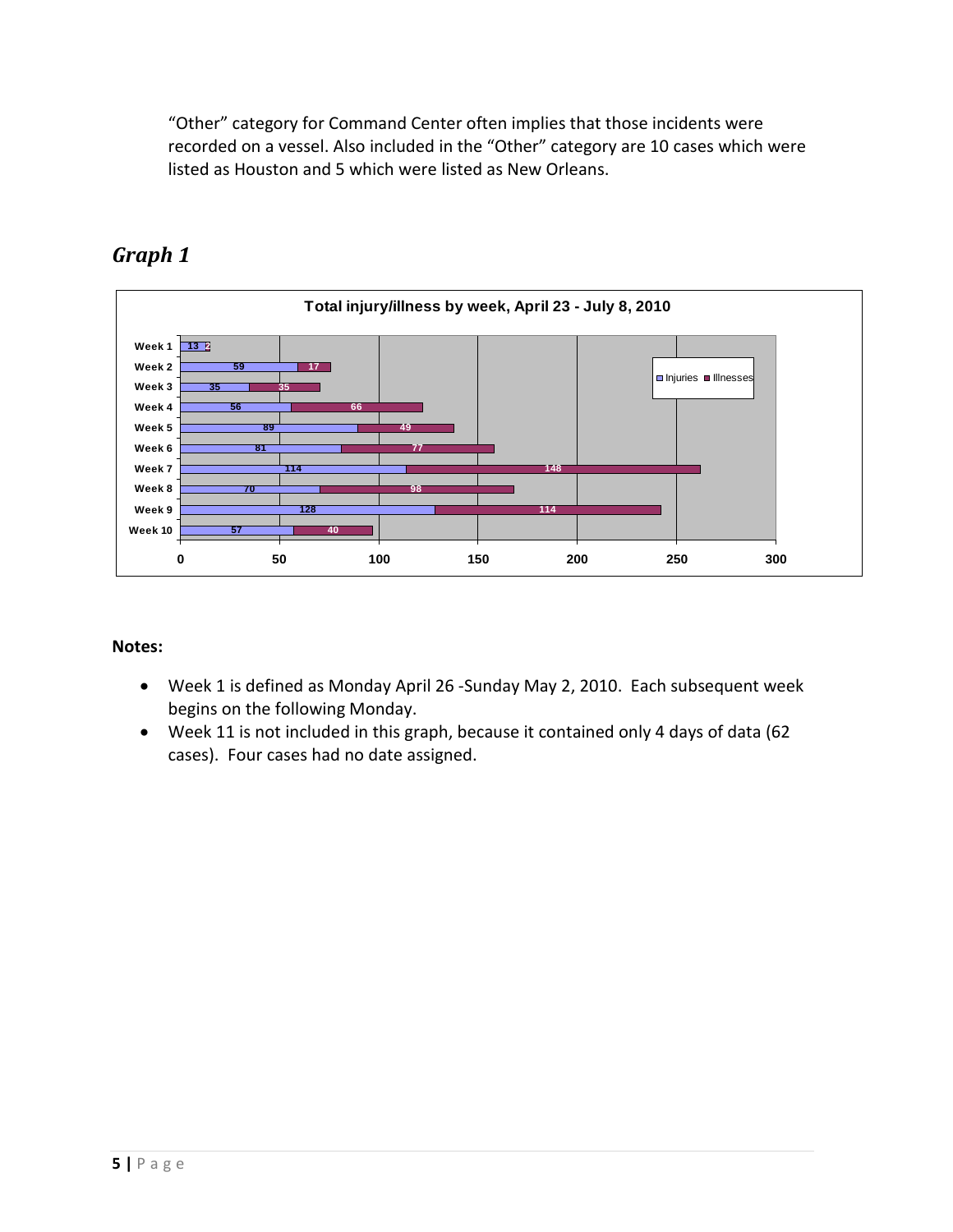"Other" category for Command Center often implies that those incidents were recorded on a vessel. Also included in the "Other" category are 10 cases which were listed as Houston and 5 which were listed as New Orleans.

## *Graph 1*

**Total injury/illness by week, April 23 - July 8, 2010**

| Week | Injuries | Illnesses |
|---|---|---|
| Week 1 | 13 | 2 |
| Week 2 | 59 | 17 |
| Week 3 | 35 | 35 |
| Week 4 | 56 | 66 |
| Week 5 | 89 | 49 |
| Week 6 | 81 | 77 |
| Week 7 | 114 | 148 |
| Week 8 | 70 | 98 |
| Week 9 | 128 | 114 |
| Week 10 | 57 | 40 |

**Notes:**

- Week 1 is defined as Monday April 26 -Sunday May 2, 2010. Each subsequent week begins on the following Monday.
- Week 11 is not included in this graph, because it contained only 4 days of data (62 cases). Four cases had no date assigned.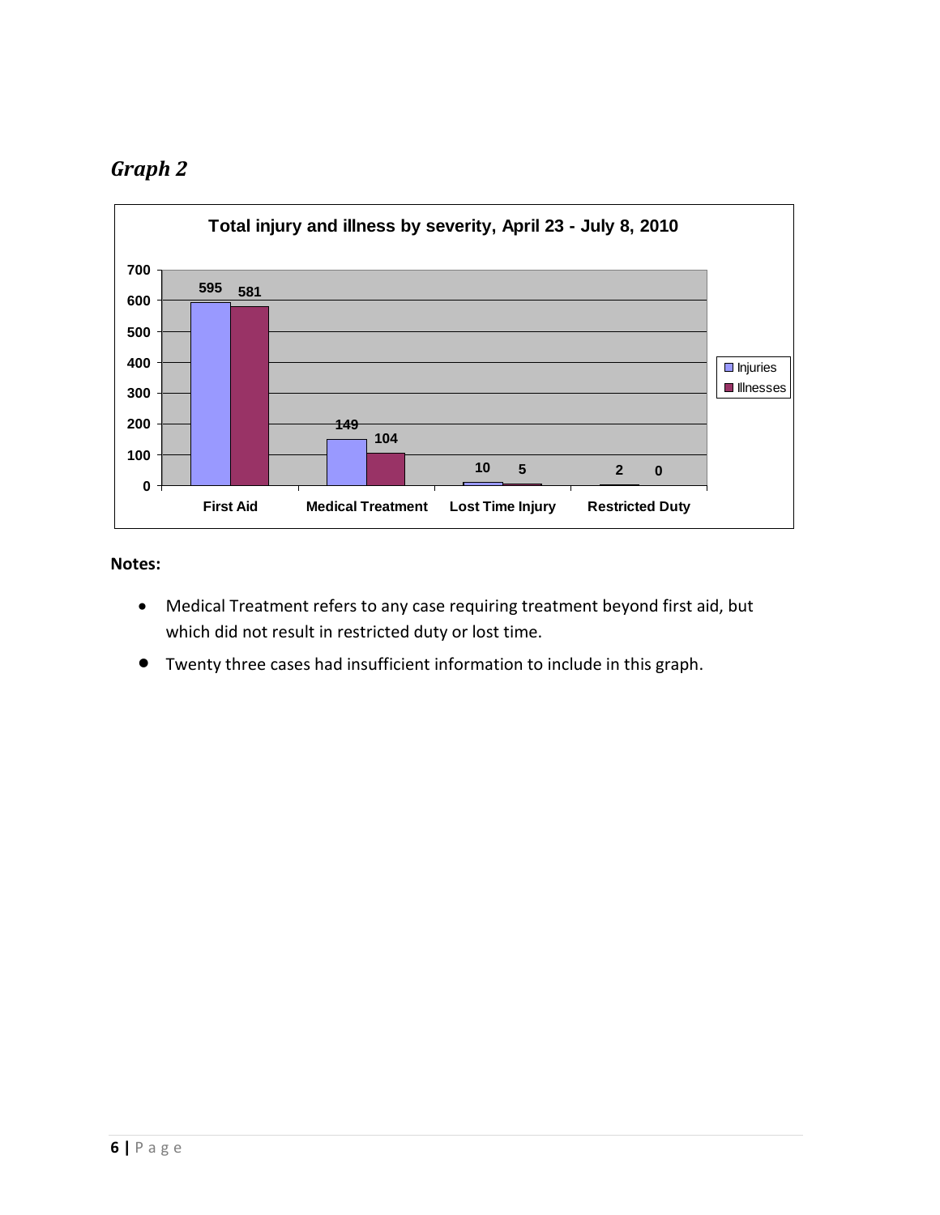## *Graph 2*

**Total injury and illness by severity, April 23 - July 8, 2010**

| | Injuries | Illnesses |
|---|---|---|
| First Aid | 595 | 581 |
| Medical Treatment | 149 | 104 |
| Lost Time Injury | 10 | 5 |
| Restricted Duty | 2 | 0 |

**Notes:**

- Medical Treatment refers to any case requiring treatment beyond first aid, but which did not result in restricted duty or lost time.
- Twenty three cases had insufficient information to include in this graph.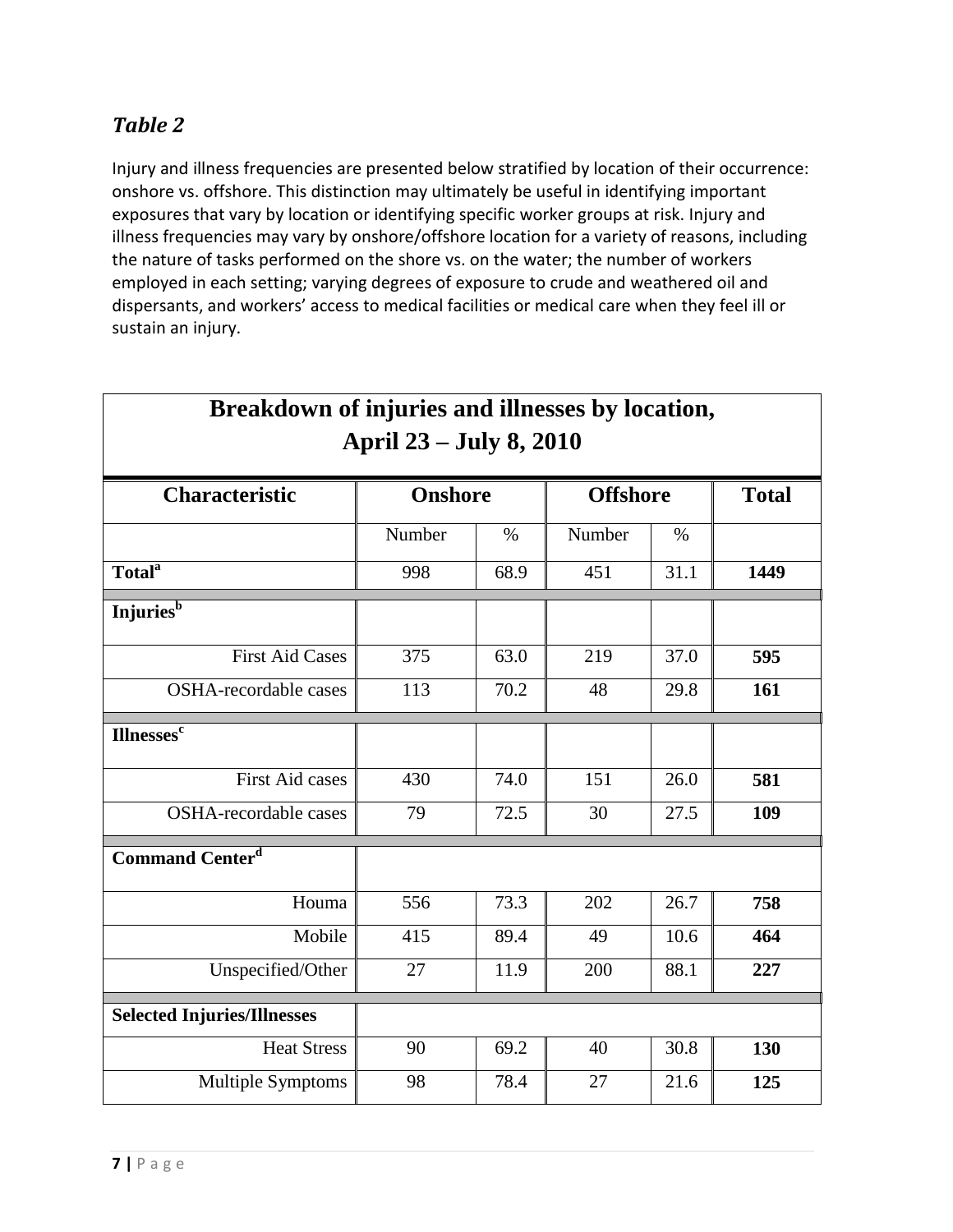## *Table 2*

Injury and illness frequencies are presented below stratified by location of their occurrence: onshore vs. offshore. This distinction may ultimately be useful in identifying important exposures that vary by location or identifying specific worker groups at risk. Injury and illness frequencies may vary by onshore/offshore location for a variety of reasons, including the nature of tasks performed on the shore vs. on the water; the number of workers employed in each setting; varying degrees of exposure to crude and weathered oil and dispersants, and workers' access to medical facilities or medical care when they feel ill or sustain an injury.

**Breakdown of injuries and illnesses by location, April 23 – July 8, 2010**

| Characteristic | Onshore | | Offshore | | Total |
|---|---|---|---|---|---|
| | Number | % | Number | % | |
| **Total[a]** | 998 | 68.9 | 451 | 31.1 | **1449** |
| **Injuries[b]** | | | | | |
| First Aid Cases | 375 | 63.0 | 219 | 37.0 | **595** |
| OSHA-recordable cases | 113 | 70.2 | 48 | 29.8 | **161** |
| **Illnesses[c]** | | | | | |
| First Aid cases | 430 | 74.0 | 151 | 26.0 | **581** |
| OSHA-recordable cases | 79 | 72.5 | 30 | 27.5 | **109** |
| **Command Center[d]** | | | | | |
| Houma | 556 | 73.3 | 202 | 26.7 | **758** |
| Mobile | 415 | 89.4 | 49 | 10.6 | **464** |
| Unspecified/Other | 27 | 11.9 | 200 | 88.1 | **227** |
| **Selected Injuries/Illnesses** | | | | | |
| Heat Stress | 90 | 69.2 | 40 | 30.8 | **130** |
| Multiple Symptoms | 98 | 78.4 | 27 | 21.6 | **125** |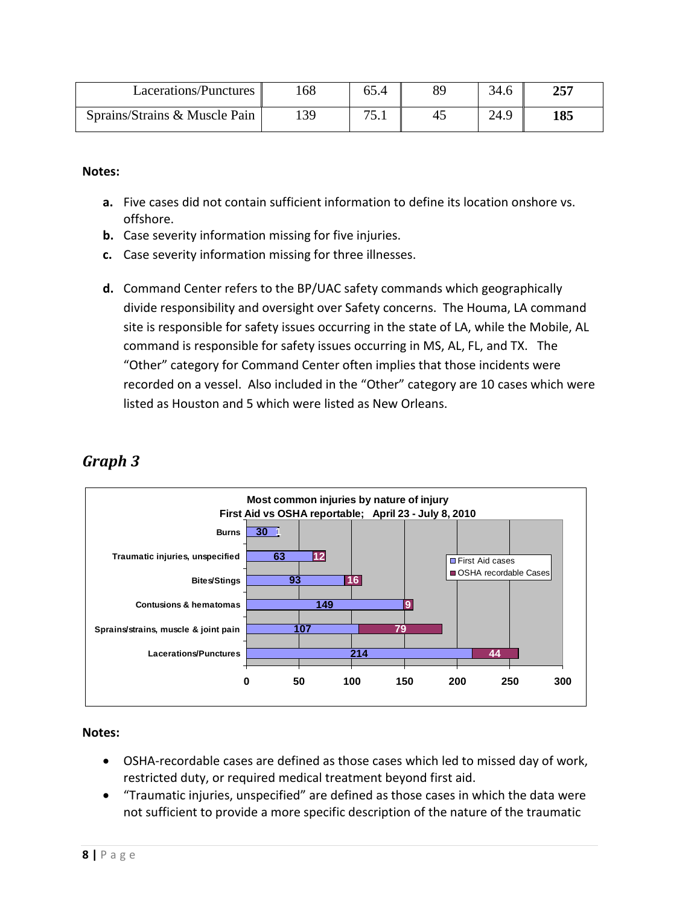| Lacerations/Punctures | 168 | 65.4 | 89 | 34.6 | **257** |
|---|---|---|---|---|---|
| Sprains/Strains & Muscle Pain | 139 | 75.1 | 45 | 24.9 | **185** |

**Notes:**

- **a.** Five cases did not contain sufficient information to define its location onshore vs. offshore.
- **b.** Case severity information missing for five injuries.
- **c.** Case severity information missing for three illnesses.
- **d.** Command Center refers to the BP/UAC safety commands which geographically divide responsibility and oversight over Safety concerns. The Houma, LA command site is responsible for safety issues occurring in the state of LA, while the Mobile, AL command is responsible for safety issues occurring in MS, AL, FL, and TX. The "Other" category for Command Center often implies that those incidents were recorded on a vessel. Also included in the "Other" category are 10 cases which were listed as Houston and 5 which were listed as New Orleans.

## *Graph 3*

**Most common injuries by nature of injury**
**First Aid vs OSHA reportable; April 23 - July 8, 2010**

| Nature of injury | First Aid cases | OSHA recordable Cases |
|---|---|---|
| Burns | 30 | 1 |
| Traumatic injuries, unspecified | 63 | 12 |
| Bites/Stings | 93 | 16 |
| Contusions & hematomas | 149 | 9 |
| Sprains/strains, muscle & joint pain | 107 | 79 |
| Lacerations/Punctures | 214 | 44 |

**Notes:**

- OSHA-recordable cases are defined as those cases which led to missed day of work, restricted duty, or required medical treatment beyond first aid.
- "Traumatic injuries, unspecified" are defined as those cases in which the data were not sufficient to provide a more specific description of the nature of the traumatic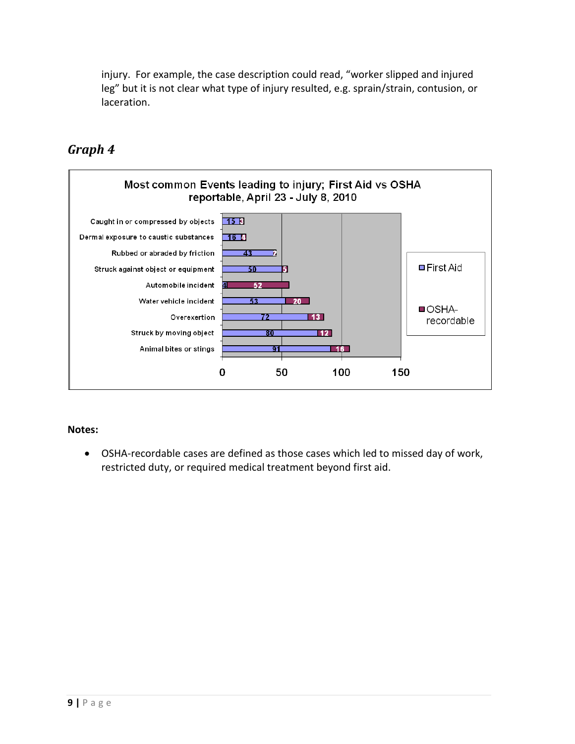injury. For example, the case description could read, “worker slipped and injured leg” but it is not clear what type of injury resulted, e.g. sprain/strain, contusion, or laceration.

## *Graph 4*

**Most common Events leading to injury; First Aid vs OSHA reportable, April 23 - July 8, 2010**

| Event | First Aid | OSHA-recordable |
|---|---|---|
| Caught in or compressed by objects | 15 | 3 |
| Dermal exposure to caustic substances | 16 | 4 |
| Rubbed or abraded by friction | 43 | 2 |
| Struck against object or equipment | 50 | 5 |
| Automobile incident | 4 | 52 |
| Water vehicle incident | 53 | 20 |
| Overexertion | 72 | 13 |
| Struck by moving object | 80 | 12 |
| Animal bites or stings | 91 | 16 |

**Notes:**

- OSHA-recordable cases are defined as those cases which led to missed day of work, restricted duty, or required medical treatment beyond first aid.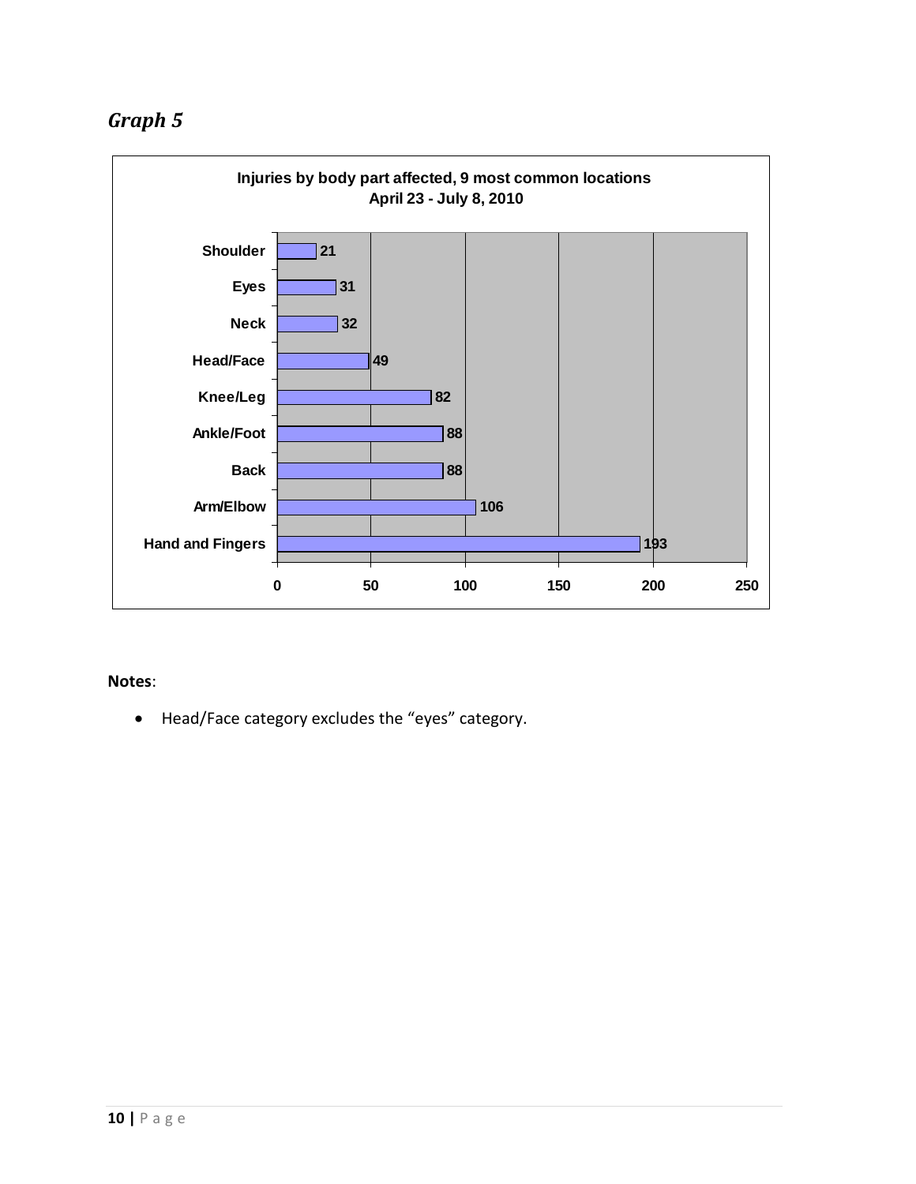## *Graph 5*

**Injuries by body part affected, 9 most common locations**
**April 23 - July 8, 2010**

| Body part | Injuries |
| --- | --- |
| Shoulder | 21 |
| Eyes | 31 |
| Neck | 32 |
| Head/Face | 49 |
| Knee/Leg | 82 |
| Ankle/Foot | 88 |
| Back | 88 |
| Arm/Elbow | 106 |
| Hand and Fingers | 193 |

**Notes**:

- Head/Face category excludes the "eyes" category.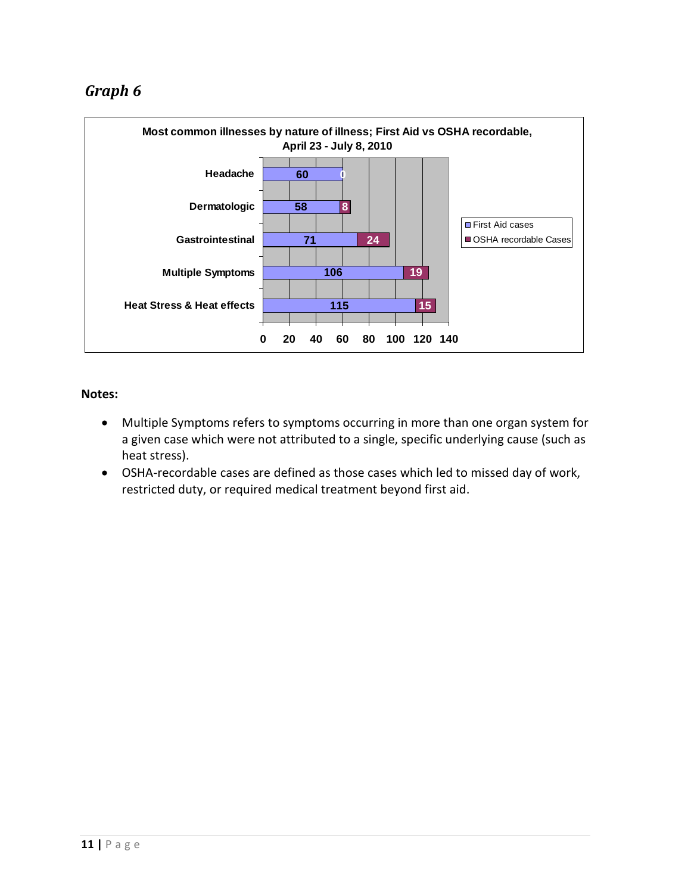*Graph 6*

**Most common illnesses by nature of illness; First Aid vs OSHA recordable, April 23 - July 8, 2010**

| Nature of illness | First Aid cases | OSHA recordable Cases |
|---|---|---|
| Headache | 60 | 0 |
| Dermatologic | 58 | 8 |
| Gastrointestinal | 71 | 24 |
| Multiple Symptoms | 106 | 19 |
| Heat Stress & Heat effects | 115 | 15 |

**Notes:**

- Multiple Symptoms refers to symptoms occurring in more than one organ system for a given case which were not attributed to a single, specific underlying cause (such as heat stress).
- OSHA-recordable cases are defined as those cases which led to missed day of work, restricted duty, or required medical treatment beyond first aid.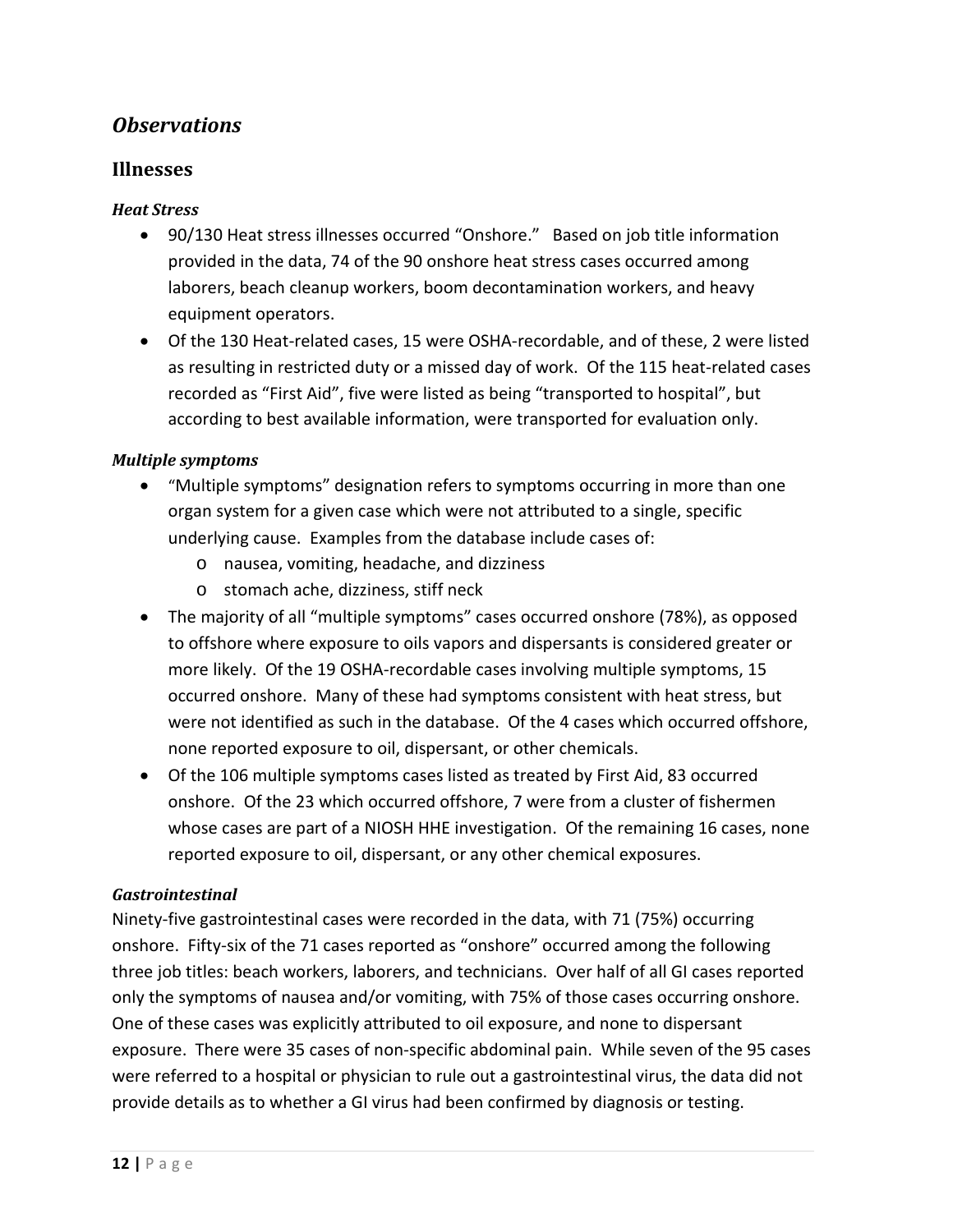## *Observations*

### Illnesses

#### *Heat Stress*

- 90/130 Heat stress illnesses occurred "Onshore." Based on job title information provided in the data, 74 of the 90 onshore heat stress cases occurred among laborers, beach cleanup workers, boom decontamination workers, and heavy equipment operators.
- Of the 130 Heat-related cases, 15 were OSHA-recordable, and of these, 2 were listed as resulting in restricted duty or a missed day of work. Of the 115 heat-related cases recorded as "First Aid", five were listed as being "transported to hospital", but according to best available information, were transported for evaluation only.

#### *Multiple symptoms*

- "Multiple symptoms" designation refers to symptoms occurring in more than one organ system for a given case which were not attributed to a single, specific underlying cause. Examples from the database include cases of:
  - nausea, vomiting, headache, and dizziness
  - stomach ache, dizziness, stiff neck
- The majority of all "multiple symptoms" cases occurred onshore (78%), as opposed to offshore where exposure to oils vapors and dispersants is considered greater or more likely. Of the 19 OSHA-recordable cases involving multiple symptoms, 15 occurred onshore. Many of these had symptoms consistent with heat stress, but were not identified as such in the database. Of the 4 cases which occurred offshore, none reported exposure to oil, dispersant, or other chemicals.
- Of the 106 multiple symptoms cases listed as treated by First Aid, 83 occurred onshore. Of the 23 which occurred offshore, 7 were from a cluster of fishermen whose cases are part of a NIOSH HHE investigation. Of the remaining 16 cases, none reported exposure to oil, dispersant, or any other chemical exposures.

#### *Gastrointestinal*

Ninety-five gastrointestinal cases were recorded in the data, with 71 (75%) occurring onshore. Fifty-six of the 71 cases reported as "onshore" occurred among the following three job titles: beach workers, laborers, and technicians. Over half of all GI cases reported only the symptoms of nausea and/or vomiting, with 75% of those cases occurring onshore. One of these cases was explicitly attributed to oil exposure, and none to dispersant exposure. There were 35 cases of non-specific abdominal pain. While seven of the 95 cases were referred to a hospital or physician to rule out a gastrointestinal virus, the data did not provide details as to whether a GI virus had been confirmed by diagnosis or testing.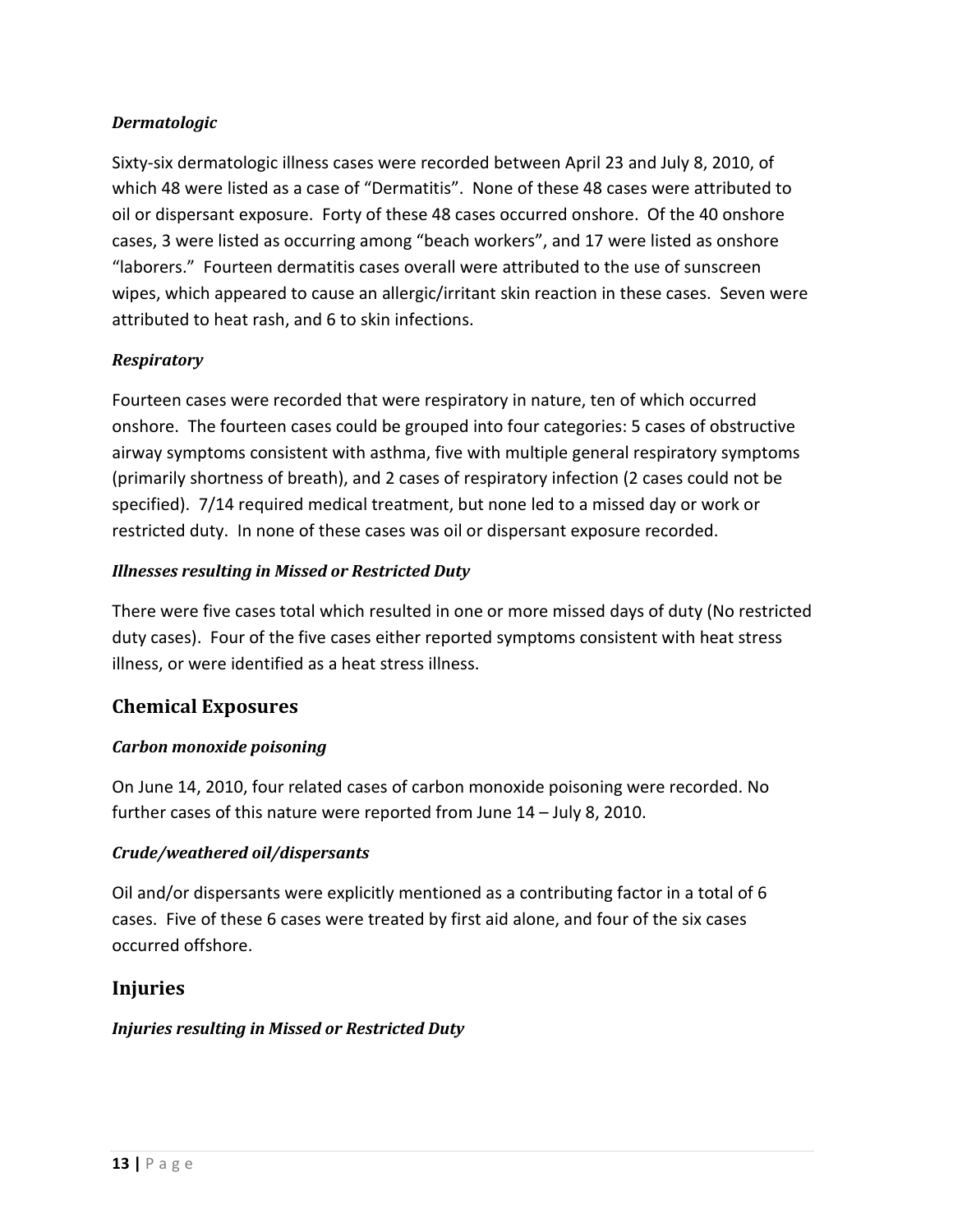### *Dermatologic*

Sixty-six dermatologic illness cases were recorded between April 23 and July 8, 2010, of which 48 were listed as a case of "Dermatitis". None of these 48 cases were attributed to oil or dispersant exposure. Forty of these 48 cases occurred onshore. Of the 40 onshore cases, 3 were listed as occurring among "beach workers", and 17 were listed as onshore "laborers." Fourteen dermatitis cases overall were attributed to the use of sunscreen wipes, which appeared to cause an allergic/irritant skin reaction in these cases. Seven were attributed to heat rash, and 6 to skin infections.

### *Respiratory*

Fourteen cases were recorded that were respiratory in nature, ten of which occurred onshore. The fourteen cases could be grouped into four categories: 5 cases of obstructive airway symptoms consistent with asthma, five with multiple general respiratory symptoms (primarily shortness of breath), and 2 cases of respiratory infection (2 cases could not be specified). 7/14 required medical treatment, but none led to a missed day or work or restricted duty. In none of these cases was oil or dispersant exposure recorded.

### *Illnesses resulting in Missed or Restricted Duty*

There were five cases total which resulted in one or more missed days of duty (No restricted duty cases). Four of the five cases either reported symptoms consistent with heat stress illness, or were identified as a heat stress illness.

## Chemical Exposures

### *Carbon monoxide poisoning*

On June 14, 2010, four related cases of carbon monoxide poisoning were recorded. No further cases of this nature were reported from June 14 – July 8, 2010.

### *Crude/weathered oil/dispersants*

Oil and/or dispersants were explicitly mentioned as a contributing factor in a total of 6 cases. Five of these 6 cases were treated by first aid alone, and four of the six cases occurred offshore.

## Injuries

### *Injuries resulting in Missed or Restricted Duty*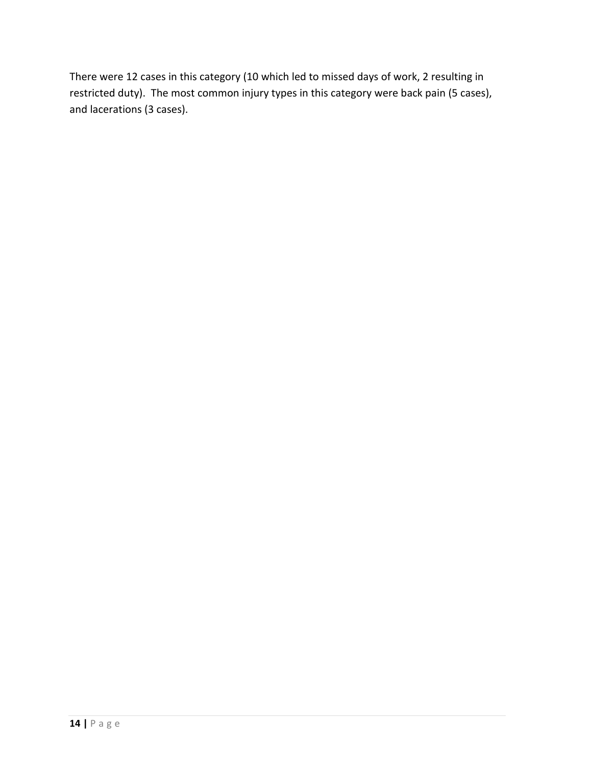There were 12 cases in this category (10 which led to missed days of work, 2 resulting in restricted duty). The most common injury types in this category were back pain (5 cases), and lacerations (3 cases).